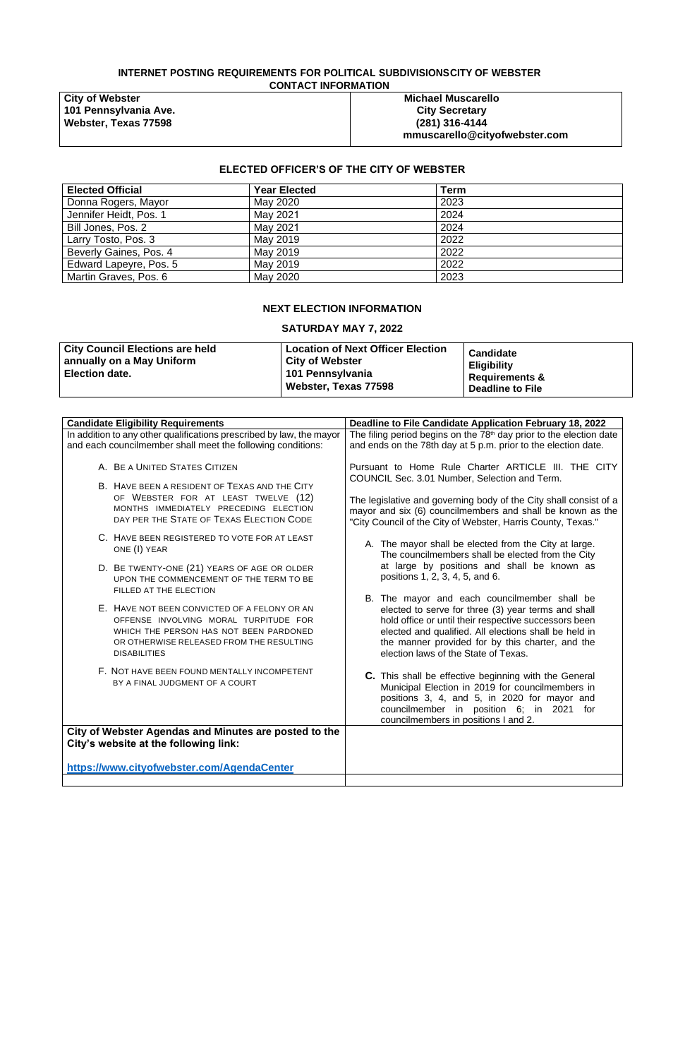# INTERNET POSTING REQUIREMENTS FOR POLITICAL SUBDIVISIONSCITY OF WEBSTER

## CONTACT INFORMATION

| City of Webster<br>101 Pennsylvania Ave.<br>Webster, Texas 77598 | Michael Muscarello<br>City Secretary<br>(281) 316-4144<br>mmuscarello@cityofwebster.com |
|---|---|

## ELECTED OFFICER'S OF THE CITY OF WEBSTER

| Elected Official | Year Elected | Term |
|---|---|---|
| Donna Rogers, Mayor | May 2020 | 2023 |
| Jennifer Heidt, Pos. 1 | May 2021 | 2024 |
| Bill Jones, Pos. 2 | May 2021 | 2024 |
| Larry Tosto, Pos. 3 | May 2019 | 2022 |
| Beverly Gaines, Pos. 4 | May 2019 | 2022 |
| Edward Lapeyre, Pos. 5 | May 2019 | 2022 |
| Martin Graves, Pos. 6 | May 2020 | 2023 |

## NEXT ELECTION INFORMATION

### SATURDAY MAY 7, 2022

| City Council Elections are held annually on a May Uniform Election date. | Location of Next Officer Election<br>City of Webster<br>101 Pennsylvania<br>Webster, Texas 77598 | Candidate Eligibility Requirements & Deadline to File |
|---|---|---|

| Candidate Eligibility Requirements | Deadline to File Candidate Application February 18, 2022 |
|---|---|
| In addition to any other qualifications prescribed by law, the mayor and each councilmember shall meet the following conditions:<br><br>A. BE A UNITED STATES CITIZEN<br>B. HAVE BEEN A RESIDENT OF TEXAS AND THE CITY OF WEBSTER FOR AT LEAST TWELVE (12) MONTHS IMMEDIATELY PRECEDING ELECTION DAY PER THE STATE OF TEXAS ELECTION CODE<br>C. HAVE BEEN REGISTERED TO VOTE FOR AT LEAST ONE (I) YEAR<br>D. BE TWENTY-ONE (21) YEARS OF AGE OR OLDER UPON THE COMMENCEMENT OF THE TERM TO BE FILLED AT THE ELECTION<br>E. HAVE NOT BEEN CONVICTED OF A FELONY OR AN OFFENSE INVOLVING MORAL TURPITUDE FOR WHICH THE PERSON HAS NOT BEEN PARDONED OR OTHERWISE RELEASED FROM THE RESULTING DISABILITIES<br>F. NOT HAVE BEEN FOUND MENTALLY INCOMPETENT BY A FINAL JUDGMENT OF A COURT | The filing period begins on the 78th day prior to the election date and ends on the 78th day at 5 p.m. prior to the election date.<br><br>Pursuant to Home Rule Charter ARTICLE III. THE CITY COUNCIL Sec. 3.01 Number, Selection and Term.<br><br>The legislative and governing body of the City shall consist of a mayor and six (6) councilmembers and shall be known as the "City Council of the City of Webster, Harris County, Texas."<br><br>A. The mayor shall be elected from the City at large. The councilmembers shall be elected from the City at large by positions and shall be known as positions 1, 2, 3, 4, 5, and 6.<br>B. The mayor and each councilmember shall be elected to serve for three (3) year terms and shall hold office or until their respective successors been elected and qualified. All elections shall be held in the manner provided for by this charter, and the election laws of the State of Texas.<br>**C.** This shall be effective beginning with the General Municipal Election in 2019 for councilmembers in positions 3, 4, and 5, in 2020 for mayor and councilmember in position 6; in 2021 for councilmembers in positions I and 2. |
| **City of Webster Agendas and Minutes are posted to the City's website at the following link:**<br><br>**https://www.cityofwebster.com/AgendaCenter** | |
| | |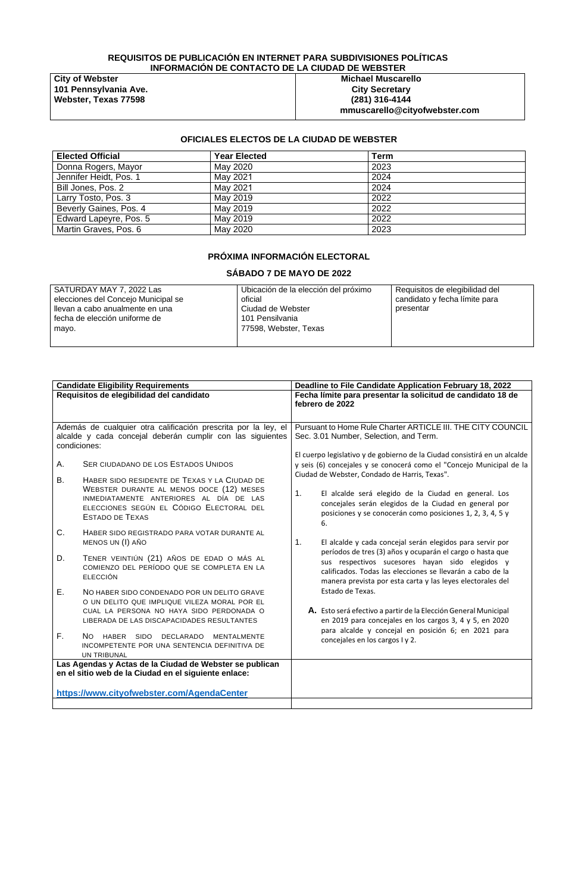## REQUISITOS DE PUBLICACIÓN EN INTERNET PARA SUBDIVISIONES POLÍTICAS
## INFORMACIÓN DE CONTACTO DE LA CIUDAD DE WEBSTER

| | |
|---|---|
| **City of Webster**<br>**101 Pennsylvania Ave.**<br>**Webster, Texas 77598** | **Michael Muscarello**<br>**City Secretary**<br>**(281) 316-4144**<br>**mmuscarello@cityofwebster.com** |

### OFICIALES ELECTOS DE LA CIUDAD DE WEBSTER

| Elected Official | Year Elected | Term |
|---|---|---|
| Donna Rogers, Mayor | May 2020 | 2023 |
| Jennifer Heidt, Pos. 1 | May 2021 | 2024 |
| Bill Jones, Pos. 2 | May 2021 | 2024 |
| Larry Tosto, Pos. 3 | May 2019 | 2022 |
| Beverly Gaines, Pos. 4 | May 2019 | 2022 |
| Edward Lapeyre, Pos. 5 | May 2019 | 2022 |
| Martin Graves, Pos. 6 | May 2020 | 2023 |

### PRÓXIMA INFORMACIÓN ELECTORAL

### SÁBADO 7 DE MAYO DE 2022

| | | |
|---|---|---|
| SATURDAY MAY 7, 2022 Las elecciones del Concejo Municipal se llevan a cabo anualmente en una fecha de elección uniforme de mayo. | Ubicación de la elección del próximo oficial<br>Ciudad de Webster<br>101 Pensilvania<br>77598, Webster, Texas | Requisitos de elegibilidad del candidato y fecha límite para presentar |

| Candidate Eligibility Requirements | Deadline to File Candidate Application February 18, 2022 |
|---|---|
| **Requisitos de elegibilidad del candidato** | **Fecha límite para presentar la solicitud de candidato 18 de febrero de 2022** |
| Además de cualquier otra calificación prescrita por la ley, el alcalde y cada concejal deberán cumplir con las siguientes condiciones:<br><br>A. SER CIUDADANO DE LOS ESTADOS UNIDOS<br><br>B. HABER SIDO RESIDENTE DE TEXAS Y LA CIUDAD DE WEBSTER DURANTE AL MENOS DOCE (12) MESES INMEDIATAMENTE ANTERIORES AL DÍA DE LAS ELECCIONES SEGÚN EL CÓDIGO ELECTORAL DEL ESTADO DE TEXAS<br><br>C. HABER SIDO REGISTRADO PARA VOTAR DURANTE AL MENOS UN (I) AÑO<br><br>D. TENER VEINTIÚN (21) AÑOS DE EDAD O MÁS AL COMIENZO DEL PERÍODO QUE SE COMPLETA EN LA ELECCIÓN<br><br>E. NO HABER SIDO CONDENADO POR UN DELITO GRAVE O UN DELITO QUE IMPLIQUE VILEZA MORAL POR EL CUAL LA PERSONA NO HAYA SIDO PERDONADA O LIBERADA DE LAS DISCAPACIDADES RESULTANTES<br><br>F. NO HABER SIDO DECLARADO MENTALMENTE INCOMPETENTE POR UNA SENTENCIA DEFINITIVA DE UN TRIBUNAL | Pursuant to Home Rule Charter ARTICLE III. THE CITY COUNCIL Sec. 3.01 Number, Selection, and Term.<br><br>El cuerpo legislativo y de gobierno de la Ciudad consistirá en un alcalde y seis (6) concejales y se conocerá como el "Concejo Municipal de la Ciudad de Webster, Condado de Harris, Texas".<br><br>1. El alcalde será elegido de la Ciudad en general. Los concejales serán elegidos de la Ciudad en general por posiciones y se conocerán como posiciones 1, 2, 3, 4, 5 y 6.<br><br>1. El alcalde y cada concejal serán elegidos para servir por períodos de tres (3) años y ocuparán el cargo o hasta que sus respectivos sucesores hayan sido elegidos y calificados. Todas las elecciones se llevarán a cabo de la manera prevista por esta carta y las leyes electorales del Estado de Texas.<br><br>**A.** Esto será efectivo a partir de la Elección General Municipal en 2019 para concejales en los cargos 3, 4 y 5, en 2020 para alcalde y concejal en posición 6; en 2021 para concejales en los cargos I y 2. |
| **Las Agendas y Actas de la Ciudad de Webster se publican en el sitio web de la Ciudad en el siguiente enlace:**<br><br>**https://www.cityofwebster.com/AgendaCenter** | |
| | |